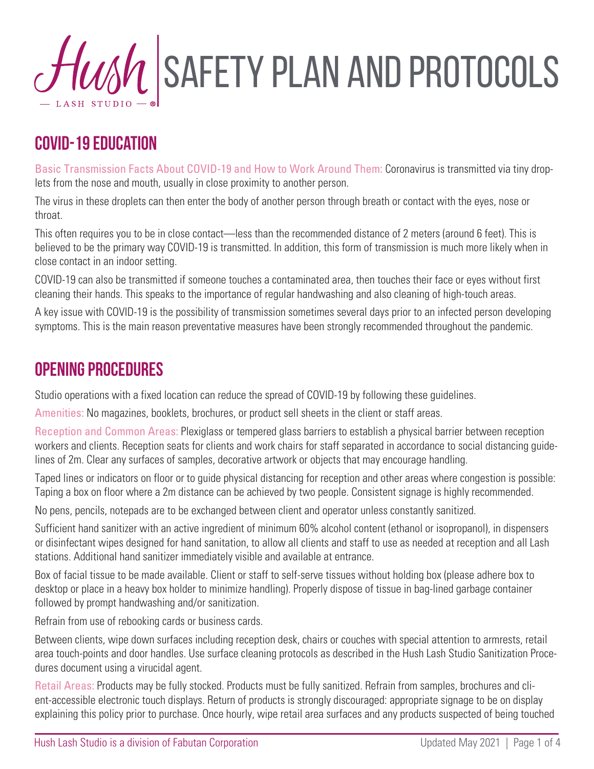# Hush Lash Studio | SAFETY PLAN AND PROTOCOLS

## COVID-19 EDUCATION

Basic Transmission Facts About COVID-19 and How to Work Around Them: Coronavirus is transmitted via tiny droplets from the nose and mouth, usually in close proximity to another person.

The virus in these droplets can then enter the body of another person through breath or contact with the eyes, nose or throat.

This often requires you to be in close contact—less than the recommended distance of 2 meters (around 6 feet). This is believed to be the primary way COVID-19 is transmitted. In addition, this form of transmission is much more likely when in close contact in an indoor setting.

COVID-19 can also be transmitted if someone touches a contaminated area, then touches their face or eyes without first cleaning their hands. This speaks to the importance of regular handwashing and also cleaning of high-touch areas.

A key issue with COVID-19 is the possibility of transmission sometimes several days prior to an infected person developing symptoms. This is the main reason preventative measures have been strongly recommended throughout the pandemic.

## OPENING PROCEDURES

Studio operations with a fixed location can reduce the spread of COVID-19 by following these guidelines.

Amenities: No magazines, booklets, brochures, or product sell sheets in the client or staff areas.

Reception and Common Areas: Plexiglass or tempered glass barriers to establish a physical barrier between reception workers and clients. Reception seats for clients and work chairs for staff separated in accordance to social distancing guidelines of 2m. Clear any surfaces of samples, decorative artwork or objects that may encourage handling.

Taped lines or indicators on floor or to guide physical distancing for reception and other areas where congestion is possible: Taping a box on floor where a 2m distance can be achieved by two people. Consistent signage is highly recommended.

No pens, pencils, notepads are to be exchanged between client and operator unless constantly sanitized.

Sufficient hand sanitizer with an active ingredient of minimum 60% alcohol content (ethanol or isopropanol), in dispensers or disinfectant wipes designed for hand sanitation, to allow all clients and staff to use as needed at reception and all Lash stations. Additional hand sanitizer immediately visible and available at entrance.

Box of facial tissue to be made available. Client or staff to self-serve tissues without holding box (please adhere box to desktop or place in a heavy box holder to minimize handling). Properly dispose of tissue in bag-lined garbage container followed by prompt handwashing and/or sanitization.

Refrain from use of rebooking cards or business cards.

Between clients, wipe down surfaces including reception desk, chairs or couches with special attention to armrests, retail area touch-points and door handles. Use surface cleaning protocols as described in the Hush Lash Studio Sanitization Procedures document using a virucidal agent.

Retail Areas: Products may be fully stocked. Products must be fully sanitized. Refrain from samples, brochures and client-accessible electronic touch displays. Return of products is strongly discouraged: appropriate signage to be on display explaining this policy prior to purchase. Once hourly, wipe retail area surfaces and any products suspected of being touched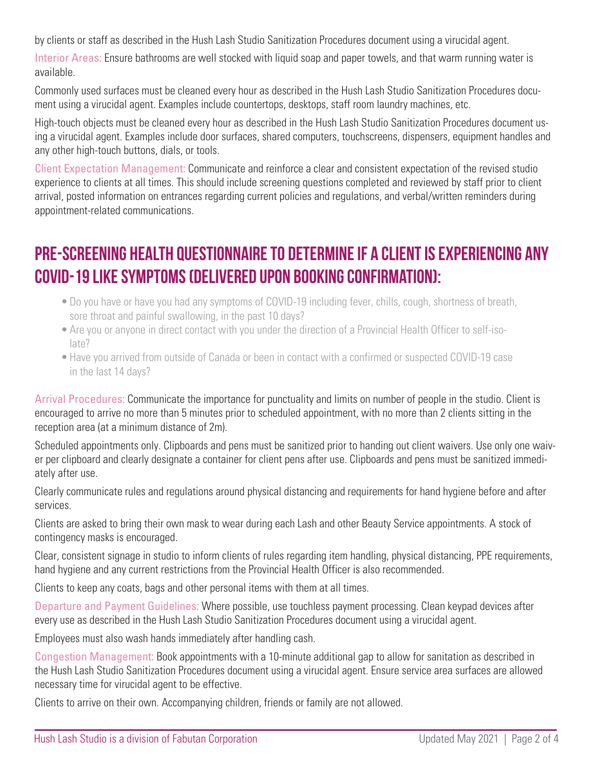by clients or staff as described in the Hush Lash Studio Sanitization Procedures document using a virucidal agent.

Interior Areas: Ensure bathrooms are well stocked with liquid soap and paper towels, and that warm running water is available.

Commonly used surfaces must be cleaned every hour as described in the Hush Lash Studio Sanitization Procedures document using a virucidal agent. Examples include countertops, desktops, staff room laundry machines, etc.

High-touch objects must be cleaned every hour as described in the Hush Lash Studio Sanitization Procedures document using a virucidal agent. Examples include door surfaces, shared computers, touchscreens, dispensers, equipment handles and any other high-touch buttons, dials, or tools.

Client Expectation Management: Communicate and reinforce a clear and consistent expectation of the revised studio experience to clients at all times. This should include screening questions completed and reviewed by staff prior to client arrival, posted information on entrances regarding current policies and regulations, and verbal/written reminders during appointment-related communications.

## PRE-SCREENING HEALTH QUESTIONNAIRE TO DETERMINE IF A CLIENT IS EXPERIENCING ANY COVID-19 LIKE SYMPTOMS (DELIVERED UPON BOOKING CONFIRMATION):

- Do you have or have you had any symptoms of COVID-19 including fever, chills, cough, shortness of breath, sore throat and painful swallowing, in the past 10 days?
- Are you or anyone in direct contact with you under the direction of a Provincial Health Officer to self-isolate?
- Have you arrived from outside of Canada or been in contact with a confirmed or suspected COVID-19 case in the last 14 days?

Arrival Procedures: Communicate the importance for punctuality and limits on number of people in the studio. Client is encouraged to arrive no more than 5 minutes prior to scheduled appointment, with no more than 2 clients sitting in the reception area (at a minimum distance of 2m).

Scheduled appointments only. Clipboards and pens must be sanitized prior to handing out client waivers. Use only one waiver per clipboard and clearly designate a container for client pens after use. Clipboards and pens must be sanitized immediately after use.

Clearly communicate rules and regulations around physical distancing and requirements for hand hygiene before and after services.

Clients are asked to bring their own mask to wear during each Lash and other Beauty Service appointments. A stock of contingency masks is encouraged.

Clear, consistent signage in studio to inform clients of rules regarding item handling, physical distancing, PPE requirements, hand hygiene and any current restrictions from the Provincial Health Officer is also recommended.

Clients to keep any coats, bags and other personal items with them at all times.

Departure and Payment Guidelines: Where possible, use touchless payment processing. Clean keypad devices after every use as described in the Hush Lash Studio Sanitization Procedures document using a virucidal agent.

Employees must also wash hands immediately after handling cash.

Congestion Management: Book appointments with a 10-minute additional gap to allow for sanitation as described in the Hush Lash Studio Sanitization Procedures document using a virucidal agent. Ensure service area surfaces are allowed necessary time for virucidal agent to be effective.

Clients to arrive on their own. Accompanying children, friends or family are not allowed.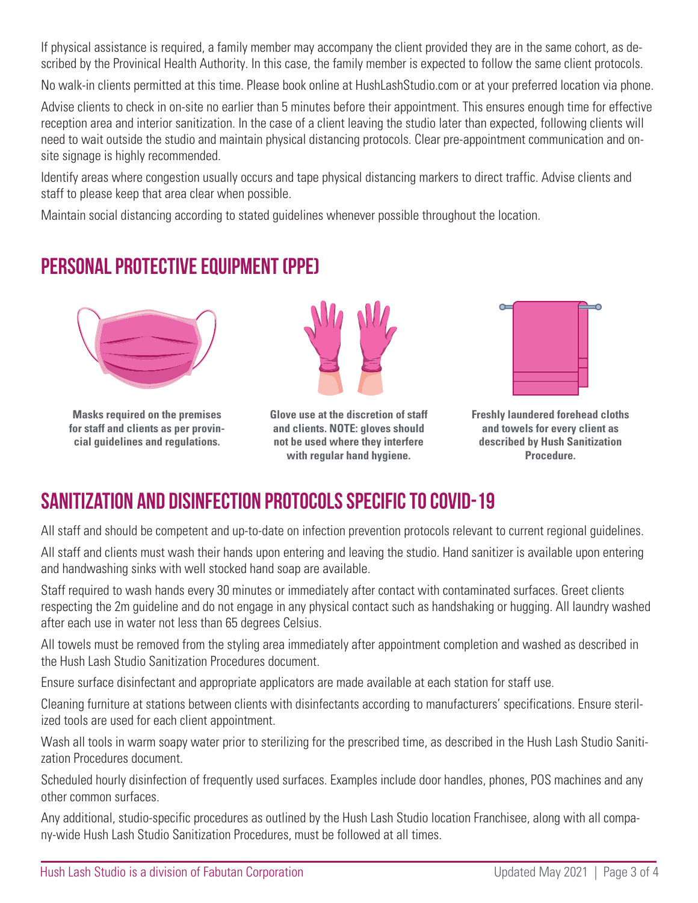If physical assistance is required, a family member may accompany the client provided they are in the same cohort, as described by the Provinical Health Authority. In this case, the family member is expected to follow the same client protocols.

No walk-in clients permitted at this time. Please book online at HushLashStudio.com or at your preferred location via phone.

Advise clients to check in on-site no earlier than 5 minutes before their appointment. This ensures enough time for effective reception area and interior sanitization. In the case of a client leaving the studio later than expected, following clients will need to wait outside the studio and maintain physical distancing protocols. Clear pre-appointment communication and on-site signage is highly recommended.

Identify areas where congestion usually occurs and tape physical distancing markers to direct traffic. Advise clients and staff to please keep that area clear when possible.

Maintain social distancing according to stated guidelines whenever possible throughout the location.

## PERSONAL PROTECTIVE EQUIPMENT (PPE)

**Masks required on the premises for staff and clients as per provincial guidelines and regulations.**

**Glove use at the discretion of staff and clients. NOTE: gloves should not be used where they interfere with regular hand hygiene.**

**Freshly laundered forehead cloths and towels for every client as described by Hush Sanitization Procedure.**

## SANITIZATION AND DISINFECTION PROTOCOLS SPECIFIC TO COVID-19

All staff and should be competent and up-to-date on infection prevention protocols relevant to current regional guidelines.

All staff and clients must wash their hands upon entering and leaving the studio. Hand sanitizer is available upon entering and handwashing sinks with well stocked hand soap are available.

Staff required to wash hands every 30 minutes or immediately after contact with contaminated surfaces. Greet clients respecting the 2m guideline and do not engage in any physical contact such as handshaking or hugging. All laundry washed after each use in water not less than 65 degrees Celsius.

All towels must be removed from the styling area immediately after appointment completion and washed as described in the Hush Lash Studio Sanitization Procedures document.

Ensure surface disinfectant and appropriate applicators are made available at each station for staff use.

Cleaning furniture at stations between clients with disinfectants according to manufacturers' specifications. Ensure sterilized tools are used for each client appointment.

Wash all tools in warm soapy water prior to sterilizing for the prescribed time, as described in the Hush Lash Studio Sanitization Procedures document.

Scheduled hourly disinfection of frequently used surfaces. Examples include door handles, phones, POS machines and any other common surfaces.

Any additional, studio-specific procedures as outlined by the Hush Lash Studio location Franchisee, along with all company-wide Hush Lash Studio Sanitization Procedures, must be followed at all times.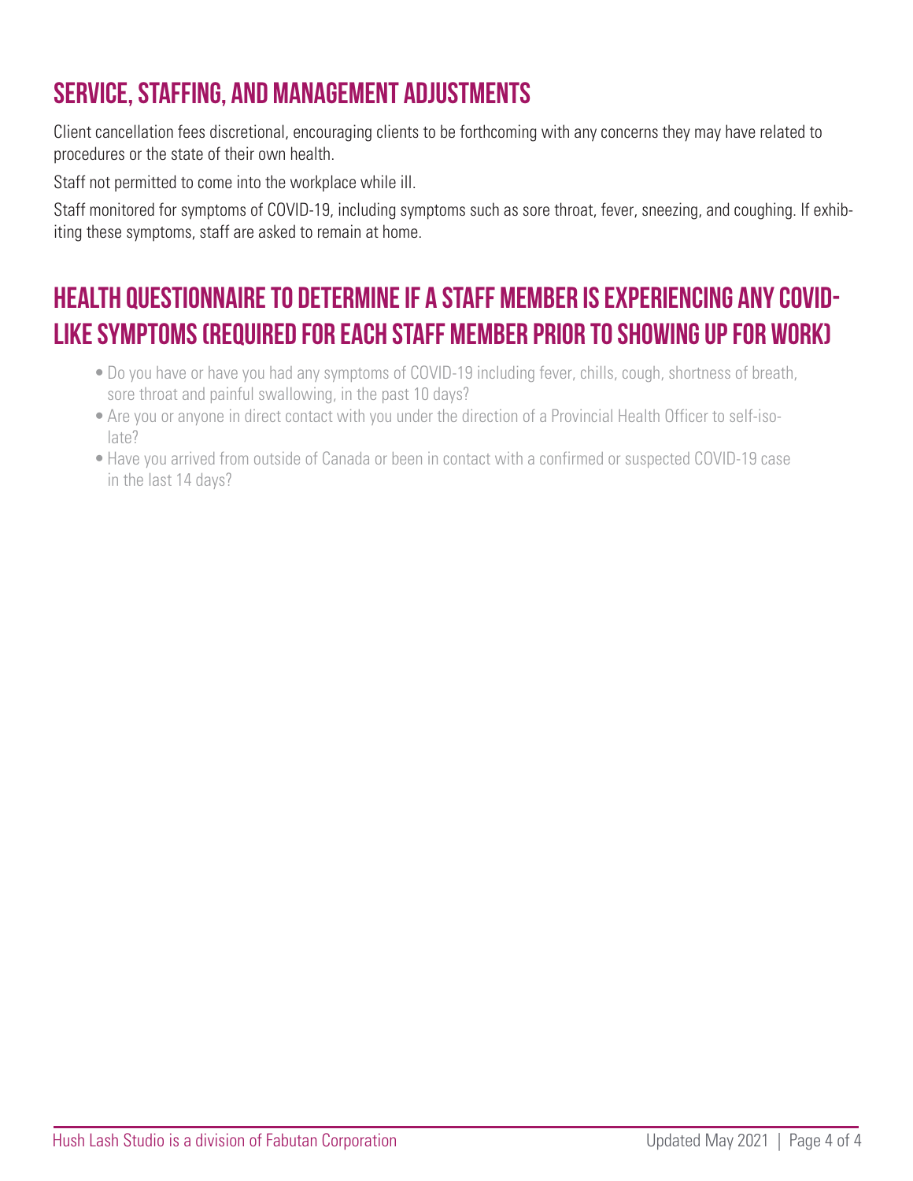## SERVICE, STAFFING, AND MANAGEMENT ADJUSTMENTS

Client cancellation fees discretional, encouraging clients to be forthcoming with any concerns they may have related to procedures or the state of their own health.

Staff not permitted to come into the workplace while ill.

Staff monitored for symptoms of COVID-19, including symptoms such as sore throat, fever, sneezing, and coughing. If exhibiting these symptoms, staff are asked to remain at home.

## HEALTH QUESTIONNAIRE TO DETERMINE IF A STAFF MEMBER IS EXPERIENCING ANY COVID-LIKE SYMPTOMS (REQUIRED FOR EACH STAFF MEMBER PRIOR TO SHOWING UP FOR WORK)

- Do you have or have you had any symptoms of COVID-19 including fever, chills, cough, shortness of breath, sore throat and painful swallowing, in the past 10 days?
- Are you or anyone in direct contact with you under the direction of a Provincial Health Officer to self-isolate?
- Have you arrived from outside of Canada or been in contact with a confirmed or suspected COVID-19 case in the last 14 days?